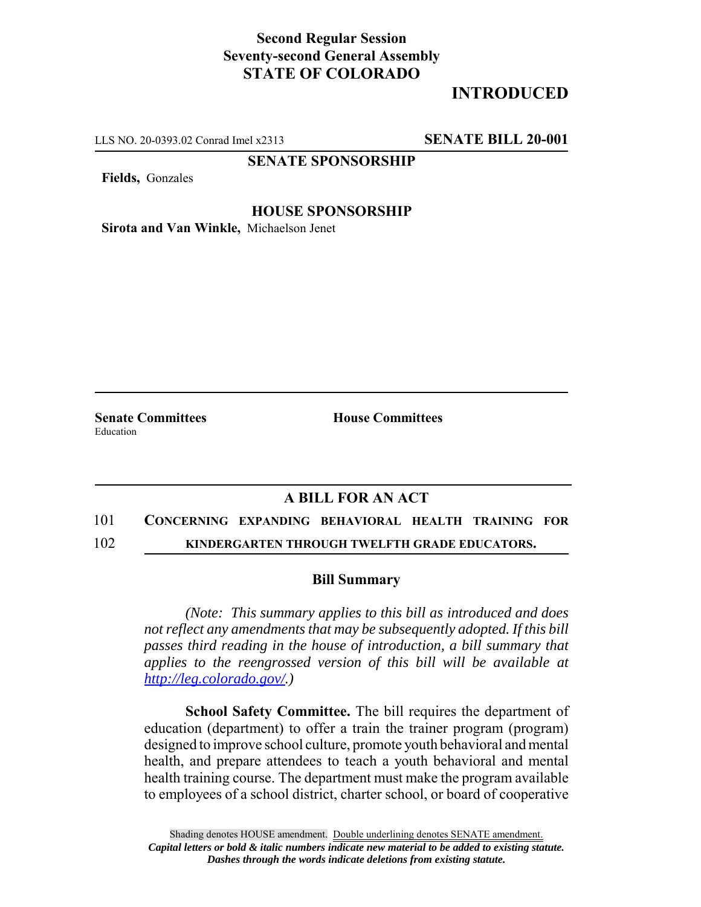**Second Regular Session**
**Seventy-second General Assembly**
**STATE OF COLORADO**

# INTRODUCED

LLS NO. 20-0393.02 Conrad Imel x2313 **SENATE BILL 20-001**

**SENATE SPONSORSHIP**

**Fields,** Gonzales

**HOUSE SPONSORSHIP**

**Sirota and Van Winkle,** Michaelson Jenet

**Senate Committees**
Education

**House Committees**

## A BILL FOR AN ACT

101 **CONCERNING EXPANDING BEHAVIORAL HEALTH TRAINING FOR**
102 **KINDERGARTEN THROUGH TWELFTH GRADE EDUCATORS.**

### Bill Summary

*(Note: This summary applies to this bill as introduced and does not reflect any amendments that may be subsequently adopted. If this bill passes third reading in the house of introduction, a bill summary that applies to the reengrossed version of this bill will be available at http://leg.colorado.gov/.)*

**School Safety Committee.** The bill requires the department of education (department) to offer a train the trainer program (program) designed to improve school culture, promote youth behavioral and mental health, and prepare attendees to teach a youth behavioral and mental health training course. The department must make the program available to employees of a school district, charter school, or board of cooperative

Shading denotes HOUSE amendment. Double underlining denotes SENATE amendment.
*Capital letters or bold & italic numbers indicate new material to be added to existing statute.*
*Dashes through the words indicate deletions from existing statute.*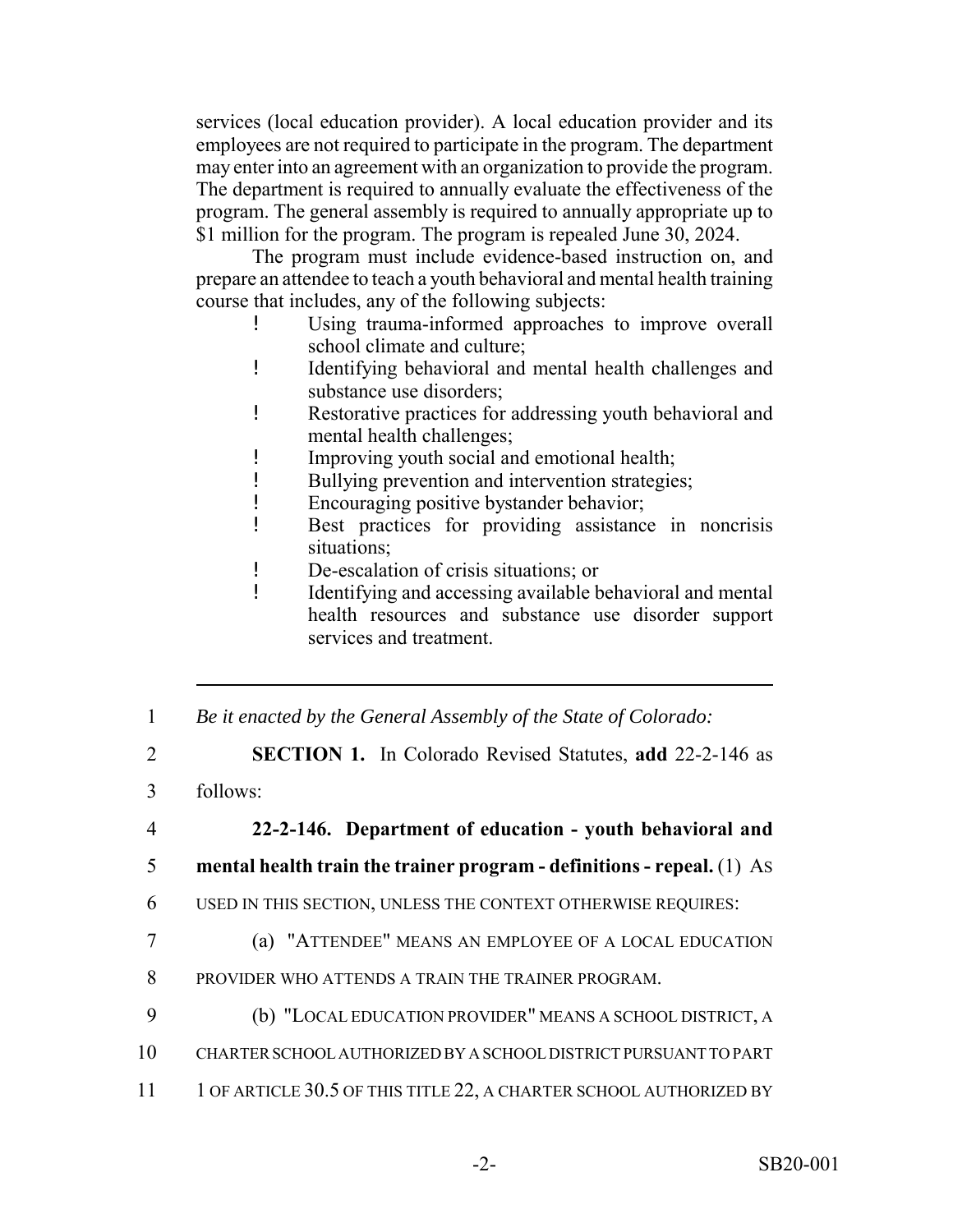services (local education provider). A local education provider and its employees are not required to participate in the program. The department may enter into an agreement with an organization to provide the program. The department is required to annually evaluate the effectiveness of the program. The general assembly is required to annually appropriate up to $1 million for the program. The program is repealed June 30, 2024.

The program must include evidence-based instruction on, and prepare an attendee to teach a youth behavioral and mental health training course that includes, any of the following subjects:

- Using trauma-informed approaches to improve overall school climate and culture;
- Identifying behavioral and mental health challenges and substance use disorders;
- Restorative practices for addressing youth behavioral and mental health challenges;
- Improving youth social and emotional health;
- Bullying prevention and intervention strategies;
- Encouraging positive bystander behavior;
- Best practices for providing assistance in noncrisis situations;
- De-escalation of crisis situations; or
- Identifying and accessing available behavioral and mental health resources and substance use disorder support services and treatment.

---

1 *Be it enacted by the General Assembly of the State of Colorado:*

2 **SECTION 1.** In Colorado Revised Statutes, **add** 22-2-146 as

3 follows:

4 **22-2-146. Department of education - youth behavioral and**

5 **mental health train the trainer program - definitions - repeal.** (1) AS

6 USED IN THIS SECTION, UNLESS THE CONTEXT OTHERWISE REQUIRES:

7 (a) "ATTENDEE" MEANS AN EMPLOYEE OF A LOCAL EDUCATION

8 PROVIDER WHO ATTENDS A TRAIN THE TRAINER PROGRAM.

9 (b) "LOCAL EDUCATION PROVIDER" MEANS A SCHOOL DISTRICT, A

10 CHARTER SCHOOL AUTHORIZED BY A SCHOOL DISTRICT PURSUANT TO PART

11 1 OF ARTICLE 30.5 OF THIS TITLE 22, A CHARTER SCHOOL AUTHORIZED BY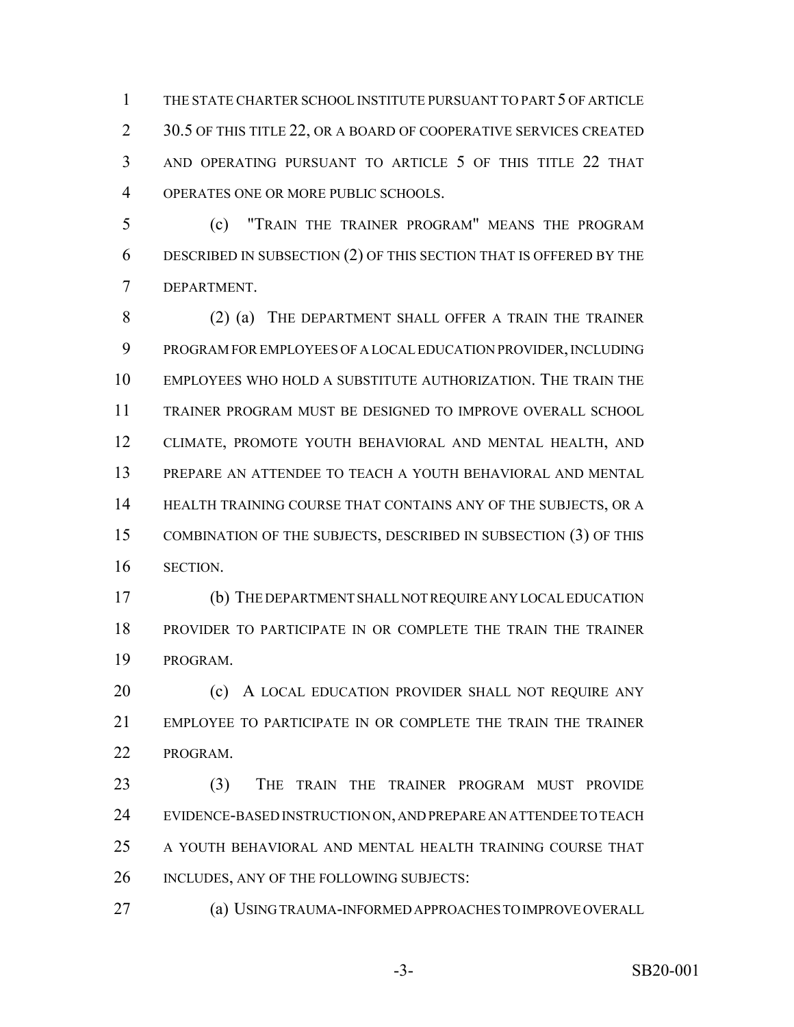THE STATE CHARTER SCHOOL INSTITUTE PURSUANT TO PART 5 OF ARTICLE 30.5 OF THIS TITLE 22, OR A BOARD OF COOPERATIVE SERVICES CREATED AND OPERATING PURSUANT TO ARTICLE 5 OF THIS TITLE 22 THAT OPERATES ONE OR MORE PUBLIC SCHOOLS.

(c) "TRAIN THE TRAINER PROGRAM" MEANS THE PROGRAM DESCRIBED IN SUBSECTION (2) OF THIS SECTION THAT IS OFFERED BY THE DEPARTMENT.

(2) (a) THE DEPARTMENT SHALL OFFER A TRAIN THE TRAINER PROGRAM FOR EMPLOYEES OF A LOCAL EDUCATION PROVIDER, INCLUDING EMPLOYEES WHO HOLD A SUBSTITUTE AUTHORIZATION. THE TRAIN THE TRAINER PROGRAM MUST BE DESIGNED TO IMPROVE OVERALL SCHOOL CLIMATE, PROMOTE YOUTH BEHAVIORAL AND MENTAL HEALTH, AND PREPARE AN ATTENDEE TO TEACH A YOUTH BEHAVIORAL AND MENTAL HEALTH TRAINING COURSE THAT CONTAINS ANY OF THE SUBJECTS, OR A COMBINATION OF THE SUBJECTS, DESCRIBED IN SUBSECTION (3) OF THIS SECTION.

(b) THE DEPARTMENT SHALL NOT REQUIRE ANY LOCAL EDUCATION PROVIDER TO PARTICIPATE IN OR COMPLETE THE TRAIN THE TRAINER PROGRAM.

(c) A LOCAL EDUCATION PROVIDER SHALL NOT REQUIRE ANY EMPLOYEE TO PARTICIPATE IN OR COMPLETE THE TRAIN THE TRAINER PROGRAM.

(3) THE TRAIN THE TRAINER PROGRAM MUST PROVIDE EVIDENCE-BASED INSTRUCTION ON, AND PREPARE AN ATTENDEE TO TEACH A YOUTH BEHAVIORAL AND MENTAL HEALTH TRAINING COURSE THAT INCLUDES, ANY OF THE FOLLOWING SUBJECTS:

(a) USING TRAUMA-INFORMED APPROACHES TO IMPROVE OVERALL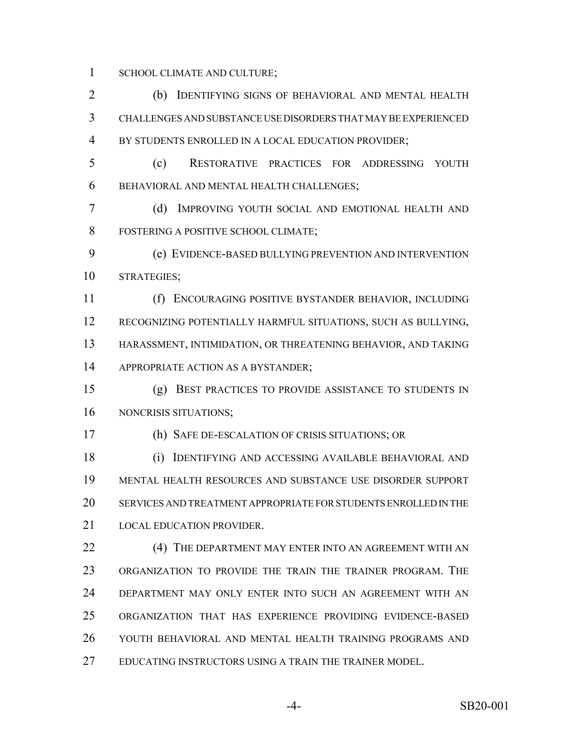SCHOOL CLIMATE AND CULTURE;

(b) IDENTIFYING SIGNS OF BEHAVIORAL AND MENTAL HEALTH CHALLENGES AND SUBSTANCE USE DISORDERS THAT MAY BE EXPERIENCED BY STUDENTS ENROLLED IN A LOCAL EDUCATION PROVIDER;

(c) RESTORATIVE PRACTICES FOR ADDRESSING YOUTH BEHAVIORAL AND MENTAL HEALTH CHALLENGES;

(d) IMPROVING YOUTH SOCIAL AND EMOTIONAL HEALTH AND FOSTERING A POSITIVE SCHOOL CLIMATE;

(e) EVIDENCE-BASED BULLYING PREVENTION AND INTERVENTION STRATEGIES;

(f) ENCOURAGING POSITIVE BYSTANDER BEHAVIOR, INCLUDING RECOGNIZING POTENTIALLY HARMFUL SITUATIONS, SUCH AS BULLYING, HARASSMENT, INTIMIDATION, OR THREATENING BEHAVIOR, AND TAKING APPROPRIATE ACTION AS A BYSTANDER;

(g) BEST PRACTICES TO PROVIDE ASSISTANCE TO STUDENTS IN NONCRISIS SITUATIONS;

(h) SAFE DE-ESCALATION OF CRISIS SITUATIONS; OR

(i) IDENTIFYING AND ACCESSING AVAILABLE BEHAVIORAL AND MENTAL HEALTH RESOURCES AND SUBSTANCE USE DISORDER SUPPORT SERVICES AND TREATMENT APPROPRIATE FOR STUDENTS ENROLLED IN THE LOCAL EDUCATION PROVIDER.

(4) THE DEPARTMENT MAY ENTER INTO AN AGREEMENT WITH AN ORGANIZATION TO PROVIDE THE TRAIN THE TRAINER PROGRAM. THE DEPARTMENT MAY ONLY ENTER INTO SUCH AN AGREEMENT WITH AN ORGANIZATION THAT HAS EXPERIENCE PROVIDING EVIDENCE-BASED YOUTH BEHAVIORAL AND MENTAL HEALTH TRAINING PROGRAMS AND EDUCATING INSTRUCTORS USING A TRAIN THE TRAINER MODEL.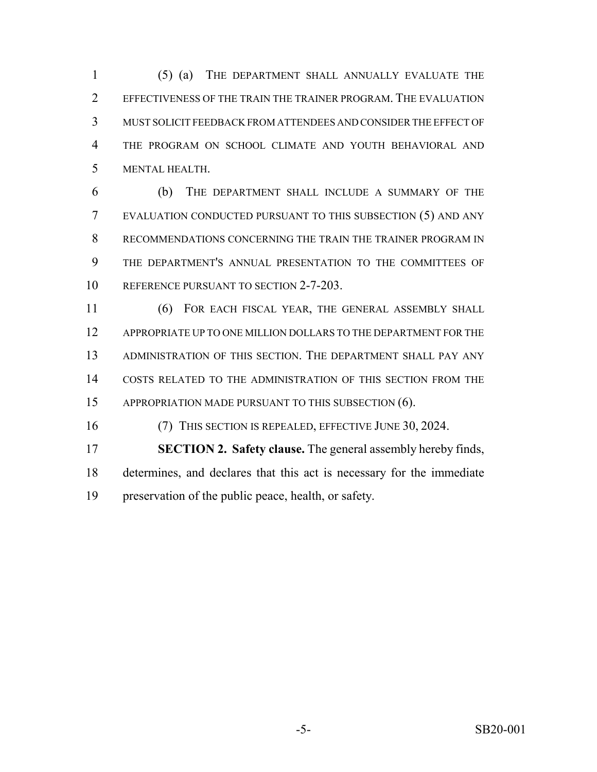(5) (a) THE DEPARTMENT SHALL ANNUALLY EVALUATE THE EFFECTIVENESS OF THE TRAIN THE TRAINER PROGRAM. THE EVALUATION MUST SOLICIT FEEDBACK FROM ATTENDEES AND CONSIDER THE EFFECT OF THE PROGRAM ON SCHOOL CLIMATE AND YOUTH BEHAVIORAL AND MENTAL HEALTH.

(b) THE DEPARTMENT SHALL INCLUDE A SUMMARY OF THE EVALUATION CONDUCTED PURSUANT TO THIS SUBSECTION (5) AND ANY RECOMMENDATIONS CONCERNING THE TRAIN THE TRAINER PROGRAM IN THE DEPARTMENT'S ANNUAL PRESENTATION TO THE COMMITTEES OF REFERENCE PURSUANT TO SECTION 2-7-203.

(6) FOR EACH FISCAL YEAR, THE GENERAL ASSEMBLY SHALL APPROPRIATE UP TO ONE MILLION DOLLARS TO THE DEPARTMENT FOR THE ADMINISTRATION OF THIS SECTION. THE DEPARTMENT SHALL PAY ANY COSTS RELATED TO THE ADMINISTRATION OF THIS SECTION FROM THE APPROPRIATION MADE PURSUANT TO THIS SUBSECTION (6).

(7) THIS SECTION IS REPEALED, EFFECTIVE JUNE 30, 2024.

**SECTION 2. Safety clause.** The general assembly hereby finds, determines, and declares that this act is necessary for the immediate preservation of the public peace, health, or safety.